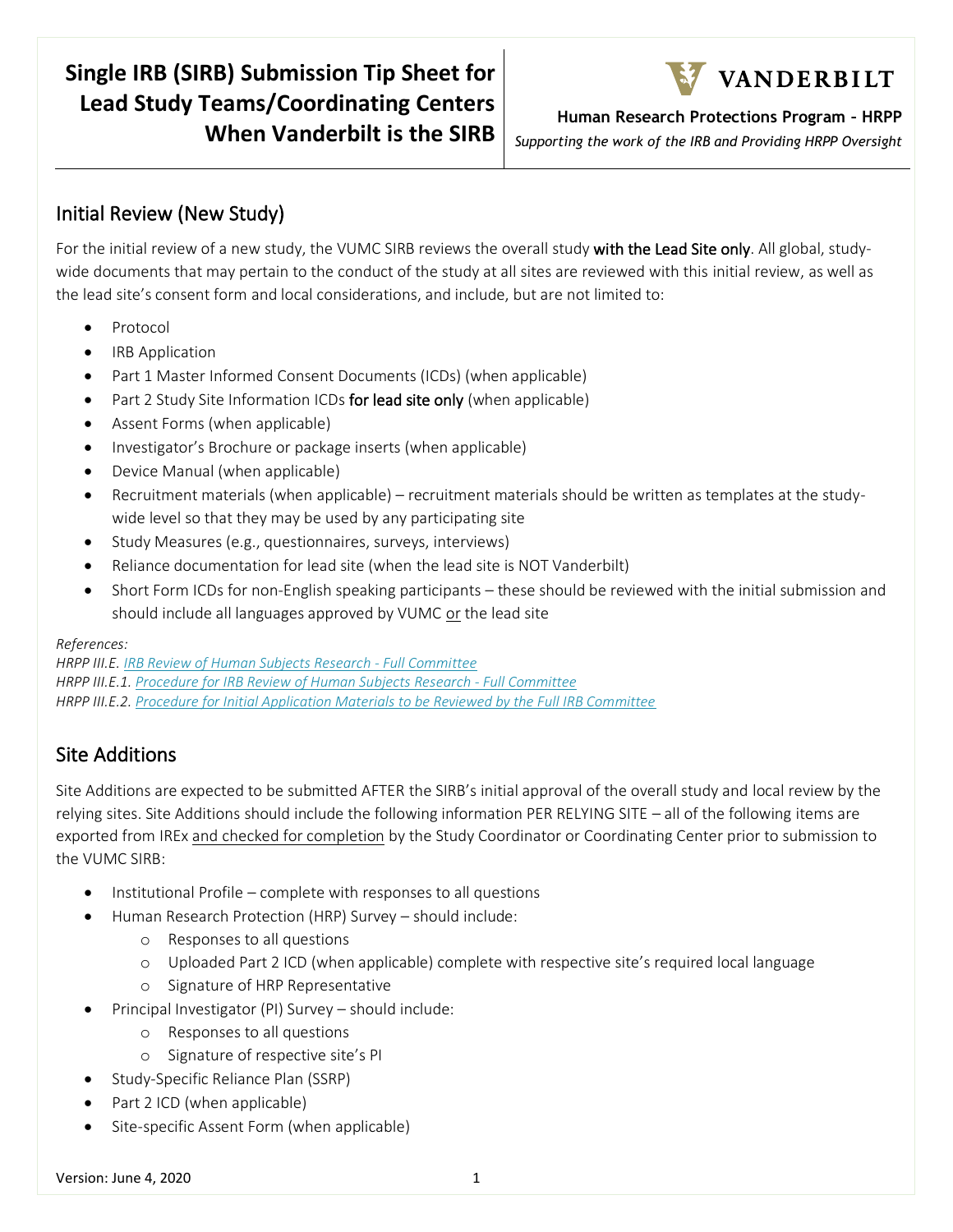# Single IRB (SIRB) Submission Tip Sheet for Lead Study Teams/Coordinating Centers When Vanderbilt is the SIRB

**VANDERBILT**

**Human Research Protections Program – HRPP**

*Supporting the work of the IRB and Providing HRPP Oversight*

## Initial Review (New Study)

For the initial review of a new study, the VUMC SIRB reviews the overall study **with the Lead Site only**. All global, study-wide documents that may pertain to the conduct of the study at all sites are reviewed with this initial review, as well as the lead site's consent form and local considerations, and include, but are not limited to:

- Protocol
- IRB Application
- Part 1 Master Informed Consent Documents (ICDs) (when applicable)
- Part 2 Study Site Information ICDs **for lead site only** (when applicable)
- Assent Forms (when applicable)
- Investigator's Brochure or package inserts (when applicable)
- Device Manual (when applicable)
- Recruitment materials (when applicable) – recruitment materials should be written as templates at the study-wide level so that they may be used by any participating site
- Study Measures (e.g., questionnaires, surveys, interviews)
- Reliance documentation for lead site (when the lead site is NOT Vanderbilt)
- Short Form ICDs for non-English speaking participants – these should be reviewed with the initial submission and should include all languages approved by VUMC <u>or</u> the lead site

*References:*
*HRPP III.E. [IRB Review of Human Subjects Research - Full Committee]*
*HRPP III.E.1. [Procedure for IRB Review of Human Subjects Research - Full Committee]*
*HRPP III.E.2. [Procedure for Initial Application Materials to be Reviewed by the Full IRB Committee]*

## Site Additions

Site Additions are expected to be submitted AFTER the SIRB's initial approval of the overall study and local review by the relying sites. Site Additions should include the following information PER RELYING SITE – all of the following items are exported from IREx <u>and checked for completion</u> by the Study Coordinator or Coordinating Center prior to submission to the VUMC SIRB:

- Institutional Profile – complete with responses to all questions
- Human Research Protection (HRP) Survey – should include:
  - Responses to all questions
  - Uploaded Part 2 ICD (when applicable) complete with respective site's required local language
  - Signature of HRP Representative
- Principal Investigator (PI) Survey – should include:
  - Responses to all questions
  - Signature of respective site's PI
- Study-Specific Reliance Plan (SSRP)
- Part 2 ICD (when applicable)
- Site-specific Assent Form (when applicable)

Version: June 4, 2020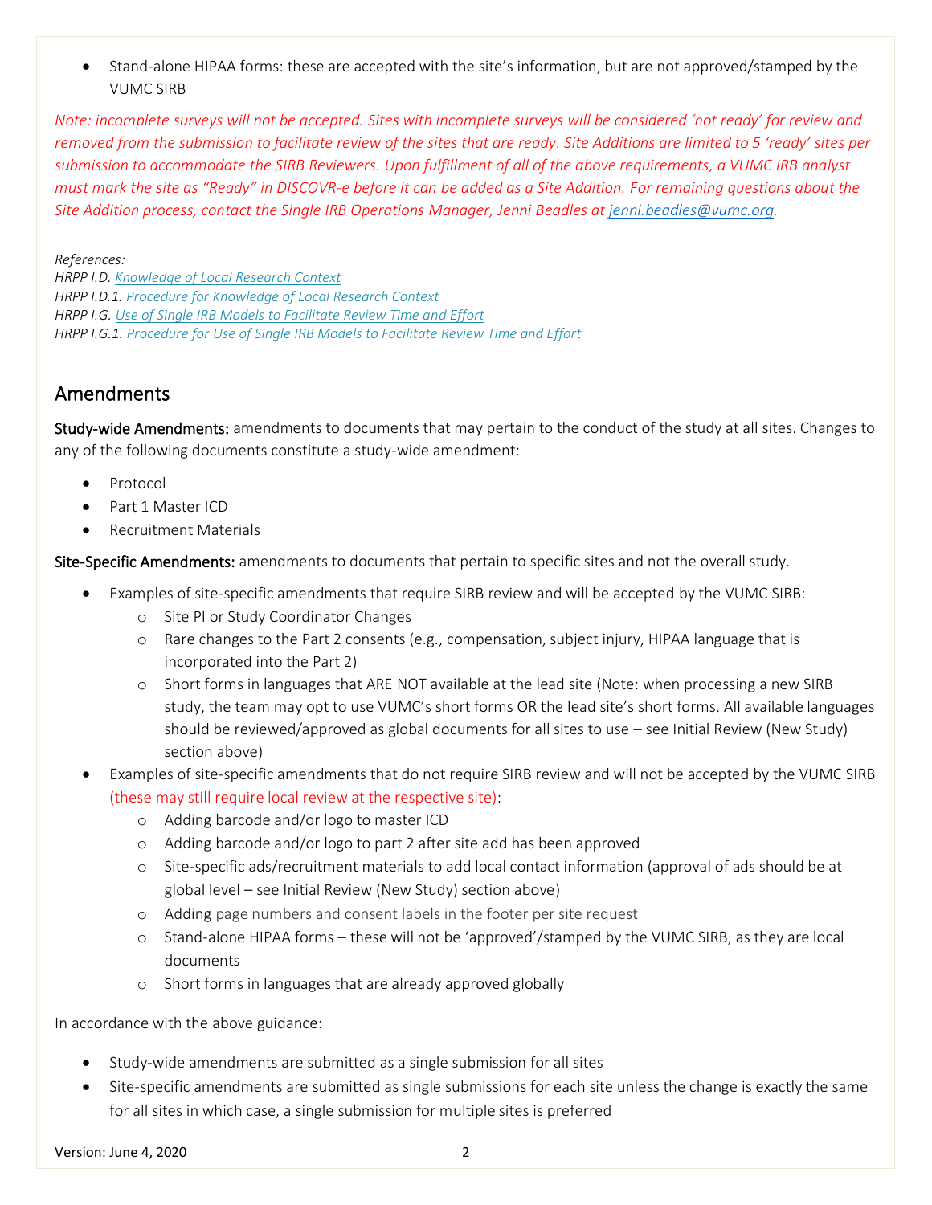- Stand-alone HIPAA forms: these are accepted with the site's information, but are not approved/stamped by the VUMC SIRB

*Note: incomplete surveys will not be accepted. Sites with incomplete surveys will be considered 'not ready' for review and removed from the submission to facilitate review of the sites that are ready. Site Additions are limited to 5 'ready' sites per submission to accommodate the SIRB Reviewers. Upon fulfillment of all of the above requirements, a VUMC IRB analyst must mark the site as "Ready" in DISCOVR-e before it can be added as a Site Addition. For remaining questions about the Site Addition process, contact the Single IRB Operations Manager, Jenni Beadles at jenni.beadles@vumc.org.*

*References:*
*HRPP I.D. Knowledge of Local Research Context*
*HRPP I.D.1. Procedure for Knowledge of Local Research Context*
*HRPP I.G. Use of Single IRB Models to Facilitate Review Time and Effort*
*HRPP I.G.1. Procedure for Use of Single IRB Models to Facilitate Review Time and Effort*

## Amendments

**Study-wide Amendments:** amendments to documents that may pertain to the conduct of the study at all sites. Changes to any of the following documents constitute a study-wide amendment:

- Protocol
- Part 1 Master ICD
- Recruitment Materials

**Site-Specific Amendments:** amendments to documents that pertain to specific sites and not the overall study.

- Examples of site-specific amendments that require SIRB review and will be accepted by the VUMC SIRB:
  - Site PI or Study Coordinator Changes
  - Rare changes to the Part 2 consents (e.g., compensation, subject injury, HIPAA language that is incorporated into the Part 2)
  - Short forms in languages that ARE NOT available at the lead site (Note: when processing a new SIRB study, the team may opt to use VUMC's short forms OR the lead site's short forms. All available languages should be reviewed/approved as global documents for all sites to use – see Initial Review (New Study) section above)
- Examples of site-specific amendments that do not require SIRB review and will not be accepted by the VUMC SIRB (these may still require local review at the respective site):
  - Adding barcode and/or logo to master ICD
  - Adding barcode and/or logo to part 2 after site add has been approved
  - Site-specific ads/recruitment materials to add local contact information (approval of ads should be at global level – see Initial Review (New Study) section above)
  - Adding page numbers and consent labels in the footer per site request
  - Stand-alone HIPAA forms – these will not be 'approved'/stamped by the VUMC SIRB, as they are local documents
  - Short forms in languages that are already approved globally

In accordance with the above guidance:

- Study-wide amendments are submitted as a single submission for all sites
- Site-specific amendments are submitted as single submissions for each site unless the change is exactly the same for all sites in which case, a single submission for multiple sites is preferred

Version: June 4, 2020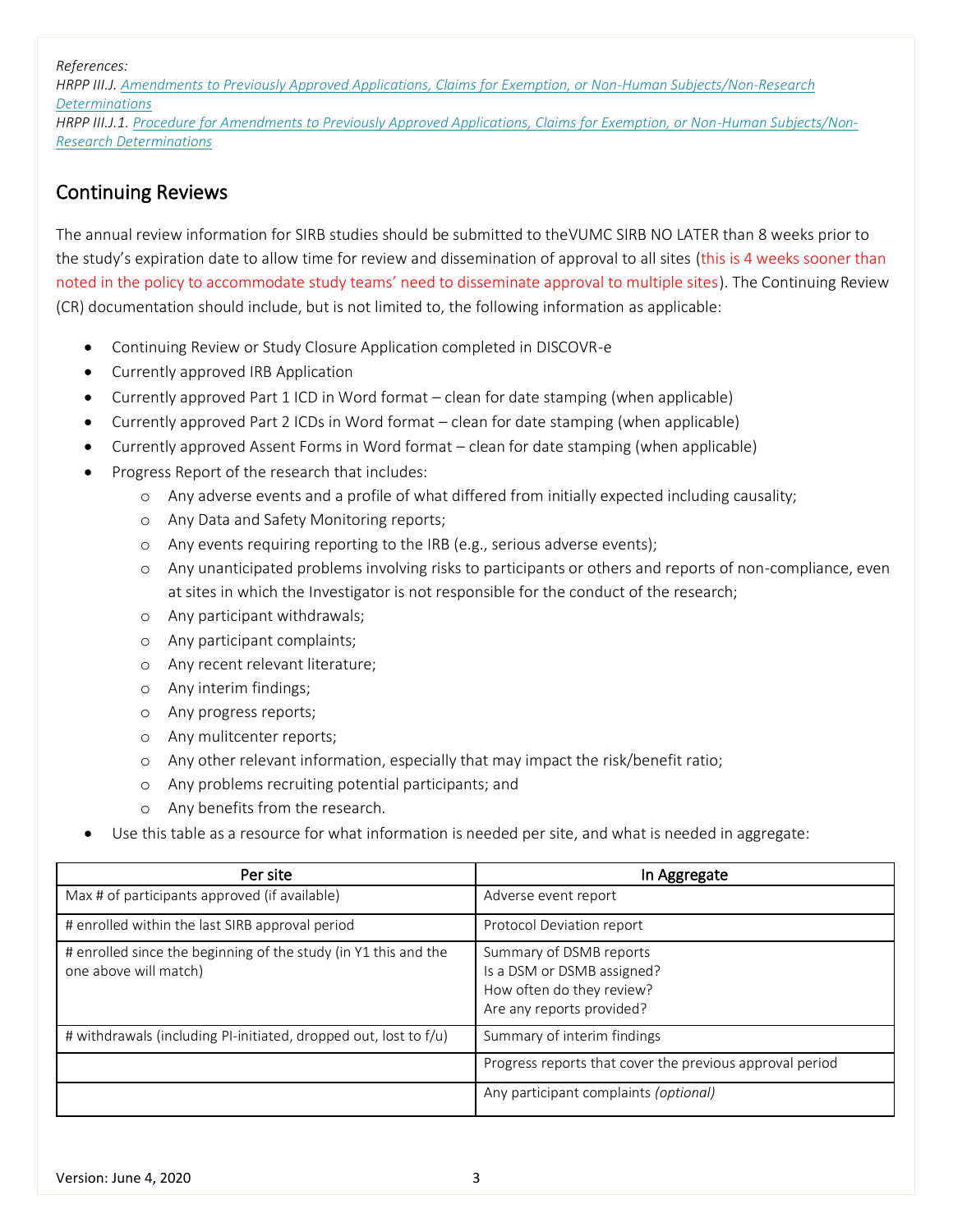*References:*
*HRPP III.J.* [*Amendments to Previously Approved Applications, Claims for Exemption, or Non-Human Subjects/Non-Research Determinations*]()
*HRPP III.J.1.* [*Procedure for Amendments to Previously Approved Applications, Claims for Exemption, or Non-Human Subjects/Non-Research Determinations*]()

## Continuing Reviews

The annual review information for SIRB studies should be submitted to theVUMC SIRB NO LATER than 8 weeks prior to the study's expiration date to allow time for review and dissemination of approval to all sites (this is 4 weeks sooner than noted in the policy to accommodate study teams' need to disseminate approval to multiple sites). The Continuing Review (CR) documentation should include, but is not limited to, the following information as applicable:

- Continuing Review or Study Closure Application completed in DISCOVR-e
- Currently approved IRB Application
- Currently approved Part 1 ICD in Word format – clean for date stamping (when applicable)
- Currently approved Part 2 ICDs in Word format – clean for date stamping (when applicable)
- Currently approved Assent Forms in Word format – clean for date stamping (when applicable)
- Progress Report of the research that includes:
    - Any adverse events and a profile of what differed from initially expected including causality;
    - Any Data and Safety Monitoring reports;
    - Any events requiring reporting to the IRB (e.g., serious adverse events);
    - Any unanticipated problems involving risks to participants or others and reports of non-compliance, even at sites in which the Investigator is not responsible for the conduct of the research;
    - Any participant withdrawals;
    - Any participant complaints;
    - Any recent relevant literature;
    - Any interim findings;
    - Any progress reports;
    - Any mulitcenter reports;
    - Any other relevant information, especially that may impact the risk/benefit ratio;
    - Any problems recruiting potential participants; and
    - Any benefits from the research.
- Use this table as a resource for what information is needed per site, and what is needed in aggregate:

| Per site | In Aggregate |
|---|---|
| Max # of participants approved (if available) | Adverse event report |
| # enrolled within the last SIRB approval period | Protocol Deviation report |
| # enrolled since the beginning of the study (in Y1 this and the one above will match) | Summary of DSMB reports<br>Is a DSM or DSMB assigned?<br>How often do they review?<br>Are any reports provided? |
| # withdrawals (including PI-initiated, dropped out, lost to f/u) | Summary of interim findings |
| | Progress reports that cover the previous approval period |
| | Any participant complaints *(optional)* |

Version: June 4, 2020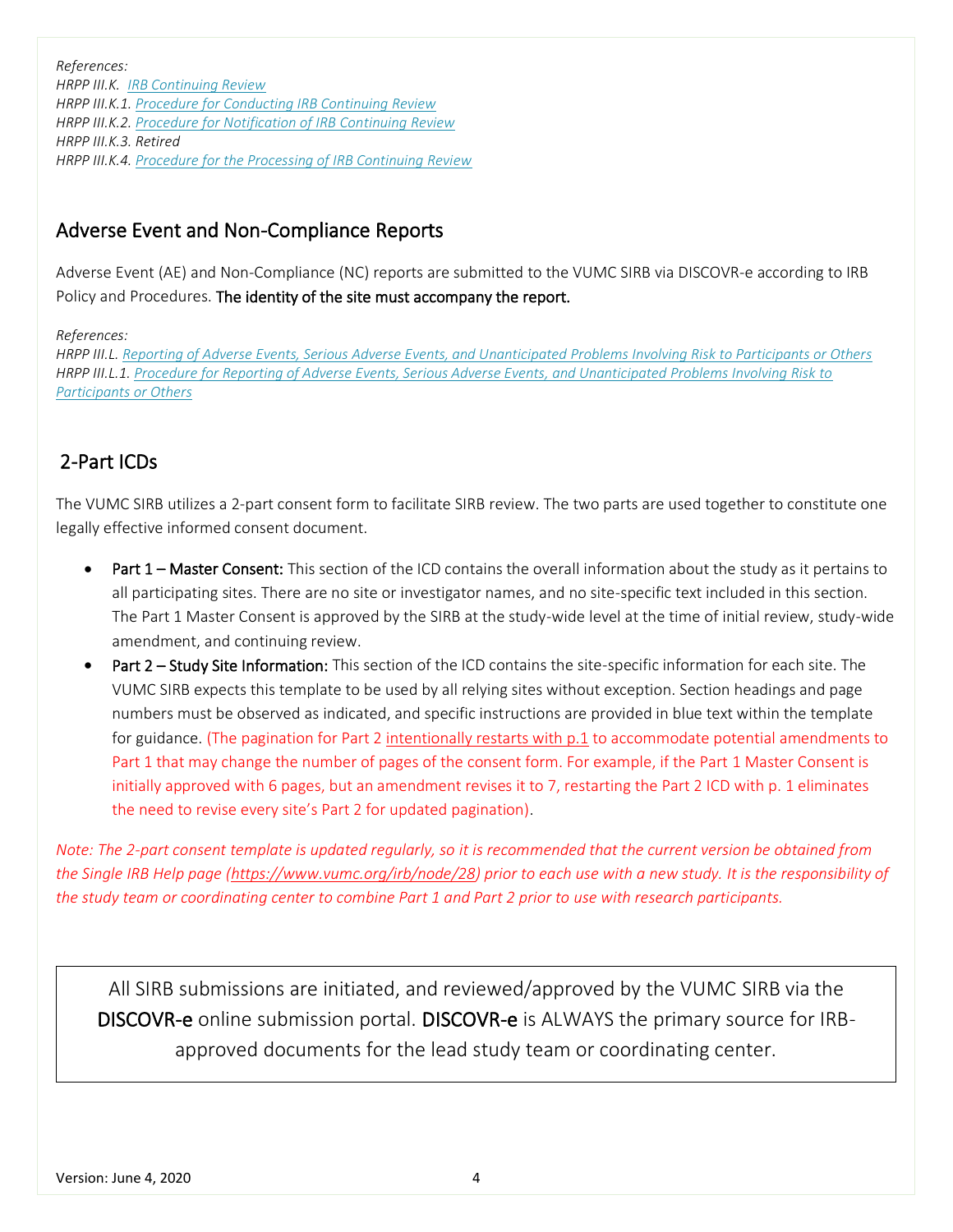*References:*
*HRPP III.K. [IRB Continuing Review]*
*HRPP III.K.1. [Procedure for Conducting IRB Continuing Review]*
*HRPP III.K.2. [Procedure for Notification of IRB Continuing Review]*
*HRPP III.K.3. Retired*
*HRPP III.K.4. [Procedure for the Processing of IRB Continuing Review]*

## Adverse Event and Non-Compliance Reports

Adverse Event (AE) and Non-Compliance (NC) reports are submitted to the VUMC SIRB via DISCOVR-e according to IRB Policy and Procedures. **The identity of the site must accompany the report.**

*References:*
*HRPP III.L. [Reporting of Adverse Events, Serious Adverse Events, and Unanticipated Problems Involving Risk to Participants or Others]*
*HRPP III.L.1. [Procedure for Reporting of Adverse Events, Serious Adverse Events, and Unanticipated Problems Involving Risk to Participants or Others]*

## 2-Part ICDs

The VUMC SIRB utilizes a 2-part consent form to facilitate SIRB review. The two parts are used together to constitute one legally effective informed consent document.

- **Part 1 – Master Consent:** This section of the ICD contains the overall information about the study as it pertains to all participating sites. There are no site or investigator names, and no site-specific text included in this section. The Part 1 Master Consent is approved by the SIRB at the study-wide level at the time of initial review, study-wide amendment, and continuing review.
- **Part 2 – Study Site Information:** This section of the ICD contains the site-specific information for each site. The VUMC SIRB expects this template to be used by all relying sites without exception. Section headings and page numbers must be observed as indicated, and specific instructions are provided in blue text within the template for guidance. (The pagination for Part 2 intentionally restarts with p.1 to accommodate potential amendments to Part 1 that may change the number of pages of the consent form. For example, if the Part 1 Master Consent is initially approved with 6 pages, but an amendment revises it to 7, restarting the Part 2 ICD with p. 1 eliminates the need to revise every site's Part 2 for updated pagination).

*Note: The 2-part consent template is updated regularly, so it is recommended that the current version be obtained from the Single IRB Help page (https://www.vumc.org/irb/node/28) prior to each use with a new study. It is the responsibility of the study team or coordinating center to combine Part 1 and Part 2 prior to use with research participants.*

All SIRB submissions are initiated, and reviewed/approved by the VUMC SIRB via the **DISCOVR-e** online submission portal. **DISCOVR-e** is ALWAYS the primary source for IRB-approved documents for the lead study team or coordinating center.

Version: June 4, 2020